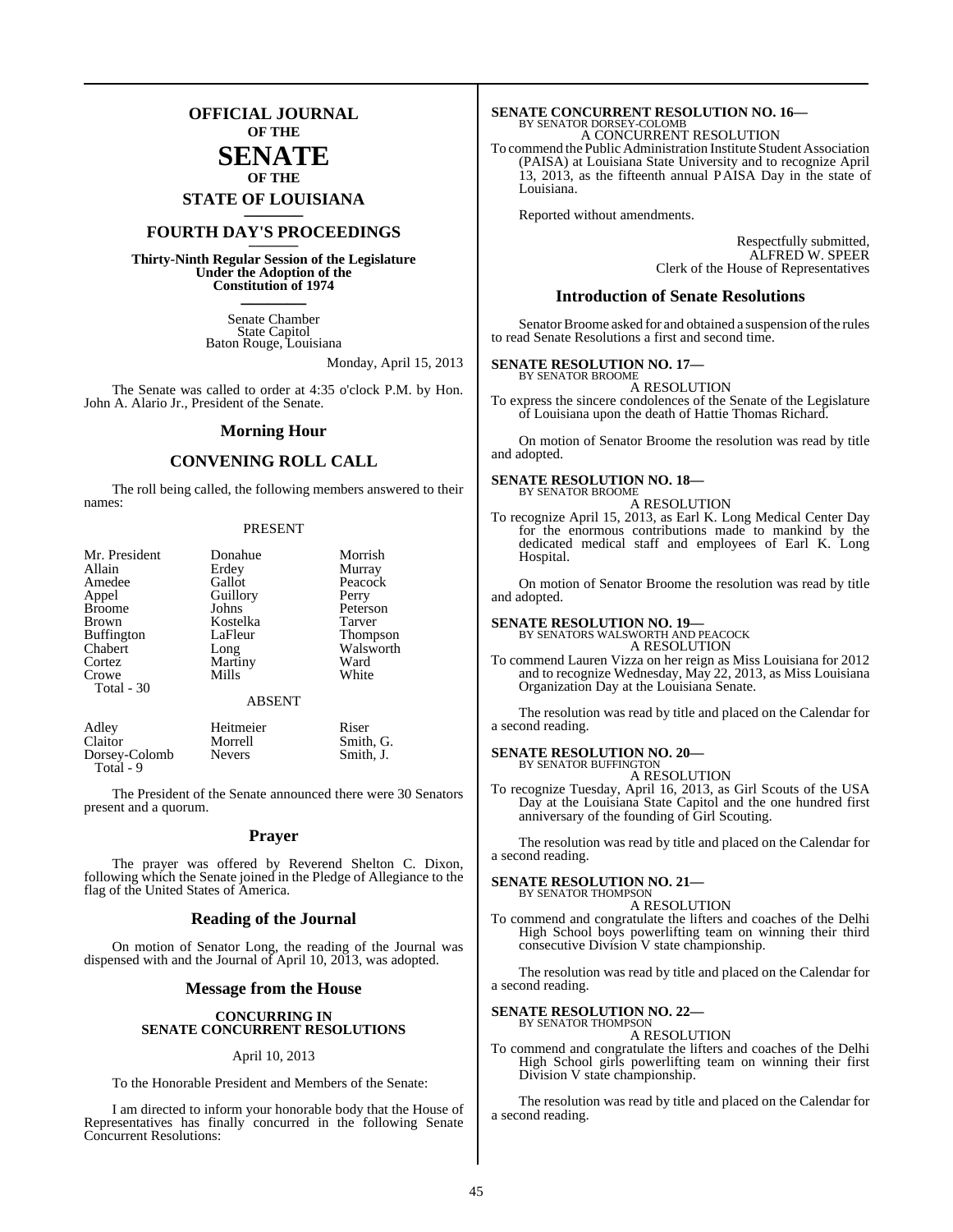# OFFICIAL JOURNAL OF THE SENATE OF THE STATE OF LOUISIANA

## FOURTH DAY'S PROCEEDINGS

**Thirty-Ninth Regular Session of the Legislature Under the Adoption of the Constitution of 1974**

Senate Chamber
State Capitol
Baton Rouge, Louisiana

Monday, April 15, 2013

The Senate was called to order at 4:35 o'clock P.M. by Hon. John A. Alario Jr., President of the Senate.

## Morning Hour

## CONVENING ROLL CALL

The roll being called, the following members answered to their names:

PRESENT

| | | |
|---|---|---|
| Mr. President | Donahue | Morrish |
| Allain | Erdey | Murray |
| Amedee | Gallot | Peacock |
| Appel | Guillory | Perry |
| Broome | Johns | Peterson |
| Brown | Kostelka | Tarver |
| Buffington | LaFleur | Thompson |
| Chabert | Long | Walsworth |
| Cortez | Martiny | Ward |
| Crowe | Mills | White |
| Total - 30 | | |

ABSENT

| | | |
|---|---|---|
| Adley | Heitmeier | Riser |
| Claitor | Morrell | Smith, G. |
| Dorsey-Colomb | Nevers | Smith, J. |
| Total - 9 | | |

The President of the Senate announced there were 30 Senators present and a quorum.

## Prayer

The prayer was offered by Reverend Shelton C. Dixon, following which the Senate joined in the Pledge of Allegiance to the flag of the United States of America.

## Reading of the Journal

On motion of Senator Long, the reading of the Journal was dispensed with and the Journal of April 10, 2013, was adopted.

## Message from the House

**CONCURRING IN SENATE CONCURRENT RESOLUTIONS**

April 10, 2013

To the Honorable President and Members of the Senate:

I am directed to inform your honorable body that the House of Representatives has finally concurred in the following Senate Concurrent Resolutions:

**SENATE CONCURRENT RESOLUTION NO. 16—**
BY SENATOR DORSEY-COLOMB
A CONCURRENT RESOLUTION

To commend the Public Administration Institute Student Association (PAISA) at Louisiana State University and to recognize April 13, 2013, as the fifteenth annual PAISA Day in the state of Louisiana.

Reported without amendments.

Respectfully submitted,
ALFRED W. SPEER
Clerk of the House of Representatives

## Introduction of Senate Resolutions

Senator Broome asked for and obtained a suspension of the rules to read Senate Resolutions a first and second time.

**SENATE RESOLUTION NO. 17—**
BY SENATOR BROOME
A RESOLUTION

To express the sincere condolences of the Senate of the Legislature of Louisiana upon the death of Hattie Thomas Richard.

On motion of Senator Broome the resolution was read by title and adopted.

**SENATE RESOLUTION NO. 18—**
BY SENATOR BROOME
A RESOLUTION

To recognize April 15, 2013, as Earl K. Long Medical Center Day for the enormous contributions made to mankind by the dedicated medical staff and employees of Earl K. Long Hospital.

On motion of Senator Broome the resolution was read by title and adopted.

**SENATE RESOLUTION NO. 19—**
BY SENATORS WALSWORTH AND PEACOCK
A RESOLUTION

To commend Lauren Vizza on her reign as Miss Louisiana for 2012 and to recognize Wednesday, May 22, 2013, as Miss Louisiana Organization Day at the Louisiana Senate.

The resolution was read by title and placed on the Calendar for a second reading.

**SENATE RESOLUTION NO. 20—**
BY SENATOR BUFFINGTON
A RESOLUTION

To recognize Tuesday, April 16, 2013, as Girl Scouts of the USA Day at the Louisiana State Capitol and the one hundred first anniversary of the founding of Girl Scouting.

The resolution was read by title and placed on the Calendar for a second reading.

**SENATE RESOLUTION NO. 21—**
BY SENATOR THOMPSON
A RESOLUTION

To commend and congratulate the lifters and coaches of the Delhi High School boys powerlifting team on winning their third consecutive Division V state championship.

The resolution was read by title and placed on the Calendar for a second reading.

**SENATE RESOLUTION NO. 22—**
BY SENATOR THOMPSON
A RESOLUTION

To commend and congratulate the lifters and coaches of the Delhi High School girls powerlifting team on winning their first Division V state championship.

The resolution was read by title and placed on the Calendar for a second reading.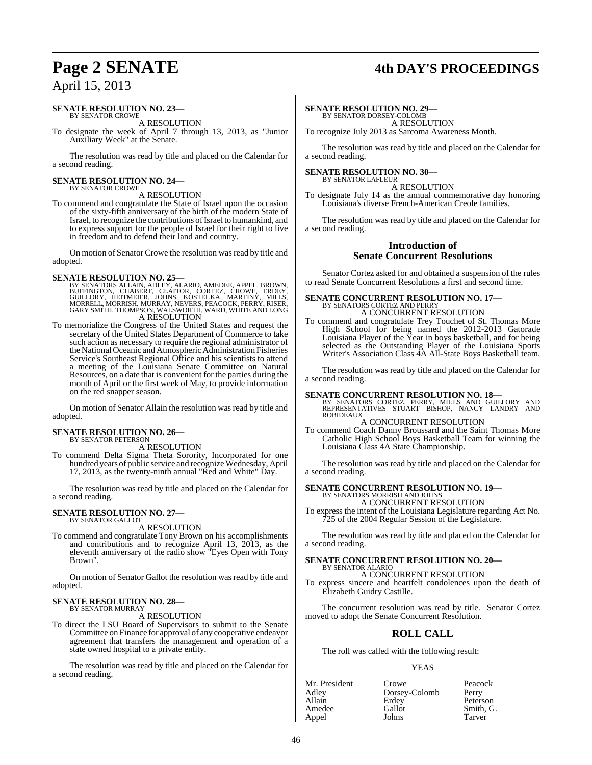**SENATE RESOLUTION NO. 23—**
BY SENATOR CROWE

A RESOLUTION

To designate the week of April 7 through 13, 2013, as "Junior Auxiliary Week" at the Senate.

The resolution was read by title and placed on the Calendar for a second reading.

**SENATE RESOLUTION NO. 24—**
BY SENATOR CROWE

A RESOLUTION

To commend and congratulate the State of Israel upon the occasion of the sixty-fifth anniversary of the birth of the modern State of Israel, to recognize the contributions of Israel to humankind, and to express support for the people of Israel for their right to live in freedom and to defend their land and country.

On motion of Senator Crowe the resolution was read by title and adopted.

**SENATE RESOLUTION NO. 25—**
BY SENATORS ALLAIN, ADLEY, ALARIO, AMEDEE, APPEL, BROWN, BUFFINGTON, CHABERT, CLAITOR, CORTEZ, CROWE, ERDEY, GUILLORY, HEITMEIER, JOHNS, KOSTELKA, MARTINY, MILLS, MORRELL, MORRISH, MURRAY, NEVERS, PEACOCK, PERRY, RISER, GARY SMITH, THOMPSON, WALSWORTH, WARD, WHITE AND LONG

A RESOLUTION

To memorialize the Congress of the United States and request the secretary of the United States Department of Commerce to take such action as necessary to require the regional administrator of the National Oceanic and Atmospheric Administration Fisheries Service's Southeast Regional Office and his scientists to attend a meeting of the Louisiana Senate Committee on Natural Resources, on a date that is convenient for the parties during the month of April or the first week of May, to provide information on the red snapper season.

On motion of Senator Allain the resolution was read by title and adopted.

**SENATE RESOLUTION NO. 26—**
BY SENATOR PETERSON

A RESOLUTION

To commend Delta Sigma Theta Sorority, Incorporated for one hundred years of public service and recognize Wednesday, April 17, 2013, as the twenty-ninth annual "Red and White" Day.

The resolution was read by title and placed on the Calendar for a second reading.

**SENATE RESOLUTION NO. 27—**
BY SENATOR GALLOT

A RESOLUTION

To commend and congratulate Tony Brown on his accomplishments and contributions and to recognize April 13, 2013, as the eleventh anniversary of the radio show "Eyes Open with Tony Brown".

On motion of Senator Gallot the resolution was read by title and adopted.

**SENATE RESOLUTION NO. 28—**
BY SENATOR MURRAY

A RESOLUTION

To direct the LSU Board of Supervisors to submit to the Senate Committee on Finance for approval of any cooperative endeavor agreement that transfers the management and operation of a state owned hospital to a private entity.

The resolution was read by title and placed on the Calendar for a second reading.

**SENATE RESOLUTION NO. 29—**
BY SENATOR DORSEY-COLOMB

A RESOLUTION

To recognize July 2013 as Sarcoma Awareness Month.

The resolution was read by title and placed on the Calendar for a second reading.

**SENATE RESOLUTION NO. 30—**
BY SENATOR LAFLEUR

A RESOLUTION

To designate July 14 as the annual commemorative day honoring Louisiana's diverse French-American Creole families.

The resolution was read by title and placed on the Calendar for a second reading.

## Introduction of Senate Concurrent Resolutions

Senator Cortez asked for and obtained a suspension of the rules to read Senate Concurrent Resolutions a first and second time.

**SENATE CONCURRENT RESOLUTION NO. 17—**
BY SENATORS CORTEZ AND PERRY

A CONCURRENT RESOLUTION

To commend and congratulate Trey Touchet of St. Thomas More High School for being named the 2012-2013 Gatorade Louisiana Player of the Year in boys basketball, and for being selected as the Outstanding Player of the Louisiana Sports Writer's Association Class 4A All-State Boys Basketball team.

The resolution was read by title and placed on the Calendar for a second reading.

**SENATE CONCURRENT RESOLUTION NO. 18—**
BY SENATORS CORTEZ, PERRY, MILLS AND GUILLORY AND REPRESENTATIVES STUART BISHOP, NANCY LANDRY AND ROBIDEAUX

A CONCURRENT RESOLUTION

To commend Coach Danny Broussard and the Saint Thomas More Catholic High School Boys Basketball Team for winning the Louisiana Class 4A State Championship.

The resolution was read by title and placed on the Calendar for a second reading.

**SENATE CONCURRENT RESOLUTION NO. 19—**
BY SENATORS MORRISH AND JOHNS

A CONCURRENT RESOLUTION

To express the intent of the Louisiana Legislature regarding Act No. 725 of the 2004 Regular Session of the Legislature.

The resolution was read by title and placed on the Calendar for a second reading.

**SENATE CONCURRENT RESOLUTION NO. 20—**
BY SENATOR ALARIO

A CONCURRENT RESOLUTION

To express sincere and heartfelt condolences upon the death of Elizabeth Guidry Castille.

The concurrent resolution was read by title. Senator Cortez moved to adopt the Senate Concurrent Resolution.

## ROLL CALL

The roll was called with the following result:

YEAS

| | | |
|---|---|---|
| Mr. President | Crowe | Peacock |
| Adley | Dorsey-Colomb | Perry |
| Allain | Erdey | Peterson |
| Amedee | Gallot | Smith, G. |
| Appel | Johns | Tarver |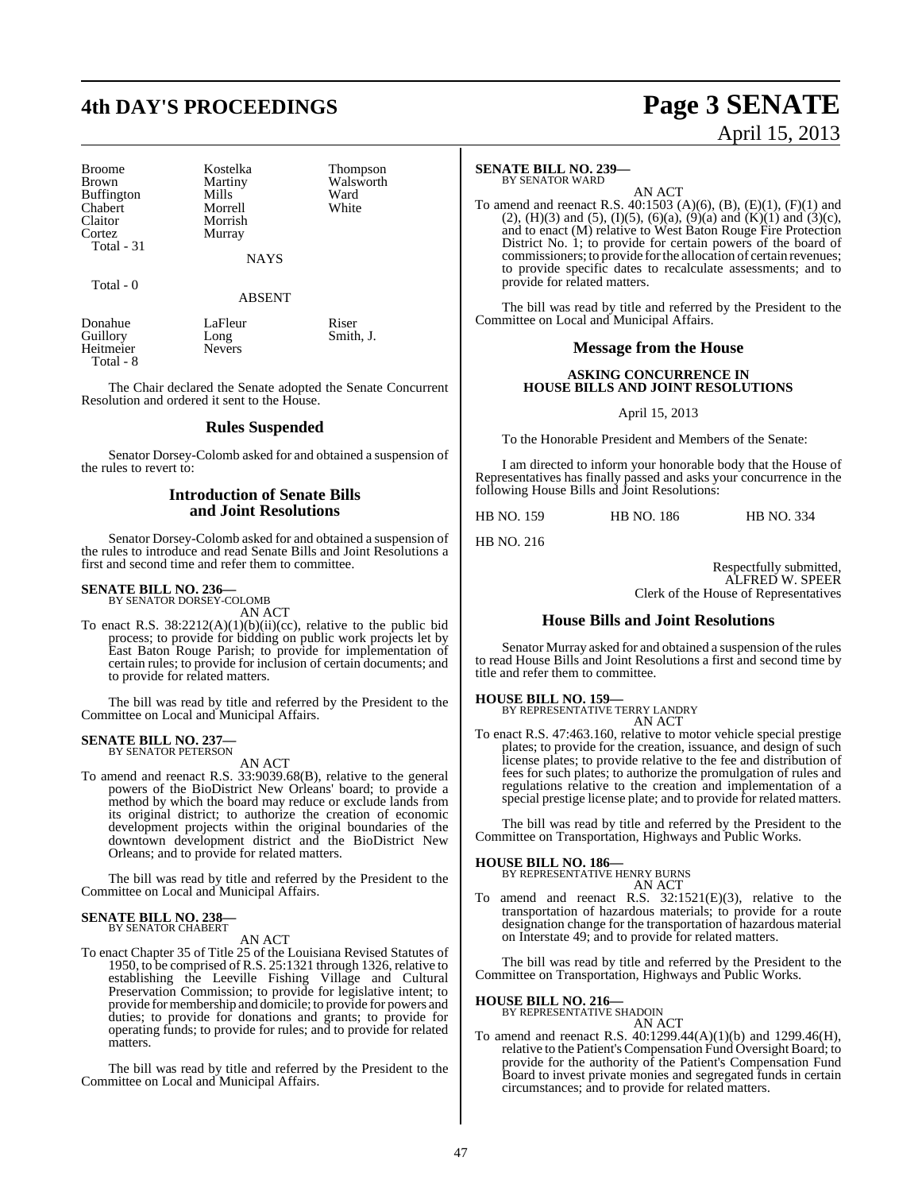| Broome | Kostelka | Thompson |
|---|---|---|
| Brown | Martiny | Walsworth |
| Buffington | Mills | Ward |
| Chabert | Morrell | White |
| Claitor | Morrish | |
| Cortez | Murray | |
| Total - 31 | | |

NAYS

Total - 0

ABSENT

| Donahue | LaFleur | Riser |
|---|---|---|
| Guillory | Long | Smith, J. |
| Heitmeier | Nevers | |
| Total - 8 | | |

The Chair declared the Senate adopted the Senate Concurrent Resolution and ordered it sent to the House.

## Rules Suspended

Senator Dorsey-Colomb asked for and obtained a suspension of the rules to revert to:

## Introduction of Senate Bills and Joint Resolutions

Senator Dorsey-Colomb asked for and obtained a suspension of the rules to introduce and read Senate Bills and Joint Resolutions a first and second time and refer them to committee.

**SENATE BILL NO. 236—**
BY SENATOR DORSEY-COLOMB

AN ACT

To enact R.S. 38:2212(A)(1)(b)(ii)(cc), relative to the public bid process; to provide for bidding on public work projects let by East Baton Rouge Parish; to provide for implementation of certain rules; to provide for inclusion of certain documents; and to provide for related matters.

The bill was read by title and referred by the President to the Committee on Local and Municipal Affairs.

**SENATE BILL NO. 237—**
BY SENATOR PETERSON

AN ACT

To amend and reenact R.S. 33:9039.68(B), relative to the general powers of the BioDistrict New Orleans' board; to provide a method by which the board may reduce or exclude lands from its original district; to authorize the creation of economic development projects within the original boundaries of the downtown development district and the BioDistrict New Orleans; and to provide for related matters.

The bill was read by title and referred by the President to the Committee on Local and Municipal Affairs.

**SENATE BILL NO. 238—**
BY SENATOR CHABERT

AN ACT

To enact Chapter 35 of Title 25 of the Louisiana Revised Statutes of 1950, to be comprised of R.S. 25:1321 through 1326, relative to establishing the Leeville Fishing Village and Cultural Preservation Commission; to provide for legislative intent; to provide for membership and domicile; to provide for powers and duties; to provide for donations and grants; to provide for operating funds; to provide for rules; and to provide for related matters.

The bill was read by title and referred by the President to the Committee on Local and Municipal Affairs.

**SENATE BILL NO. 239—**
BY SENATOR WARD

AN ACT

To amend and reenact R.S. 40:1503 (A)(6), (B), (E)(1), (F)(1) and (2), (H)(3) and (5), (I)(5), (6)(a), (9)(a) and (K)(1) and (3)(c), and to enact (M) relative to West Baton Rouge Fire Protection District No. 1; to provide for certain powers of the board of commissioners; to provide for the allocation of certain revenues; to provide specific dates to recalculate assessments; and to provide for related matters.

The bill was read by title and referred by the President to the Committee on Local and Municipal Affairs.

## Message from the House

**ASKING CONCURRENCE IN HOUSE BILLS AND JOINT RESOLUTIONS**

April 15, 2013

To the Honorable President and Members of the Senate:

I am directed to inform your honorable body that the House of Representatives has finally passed and asks your concurrence in the following House Bills and Joint Resolutions:

| HB NO. 159 | HB NO. 186 | HB NO. 334 |
|---|---|---|
| HB NO. 216 | | |

Respectfully submitted,
ALFRED W. SPEER
Clerk of the House of Representatives

## House Bills and Joint Resolutions

Senator Murray asked for and obtained a suspension of the rules to read House Bills and Joint Resolutions a first and second time by title and refer them to committee.

**HOUSE BILL NO. 159—**
BY REPRESENTATIVE TERRY LANDRY

AN ACT

To enact R.S. 47:463.160, relative to motor vehicle special prestige plates; to provide for the creation, issuance, and design of such license plates; to provide relative to the fee and distribution of fees for such plates; to authorize the promulgation of rules and regulations relative to the creation and implementation of a special prestige license plate; and to provide for related matters.

The bill was read by title and referred by the President to the Committee on Transportation, Highways and Public Works.

**HOUSE BILL NO. 186—**
BY REPRESENTATIVE HENRY BURNS

AN ACT

To amend and reenact R.S. 32:1521(E)(3), relative to the transportation of hazardous materials; to provide for a route designation change for the transportation of hazardous material on Interstate 49; and to provide for related matters.

The bill was read by title and referred by the President to the Committee on Transportation, Highways and Public Works.

**HOUSE BILL NO. 216—**
BY REPRESENTATIVE SHADOIN

AN ACT

To amend and reenact R.S. 40:1299.44(A)(1)(b) and 1299.46(H), relative to the Patient's Compensation Fund Oversight Board; to provide for the authority of the Patient's Compensation Fund Board to invest private monies and segregated funds in certain circumstances; and to provide for related matters.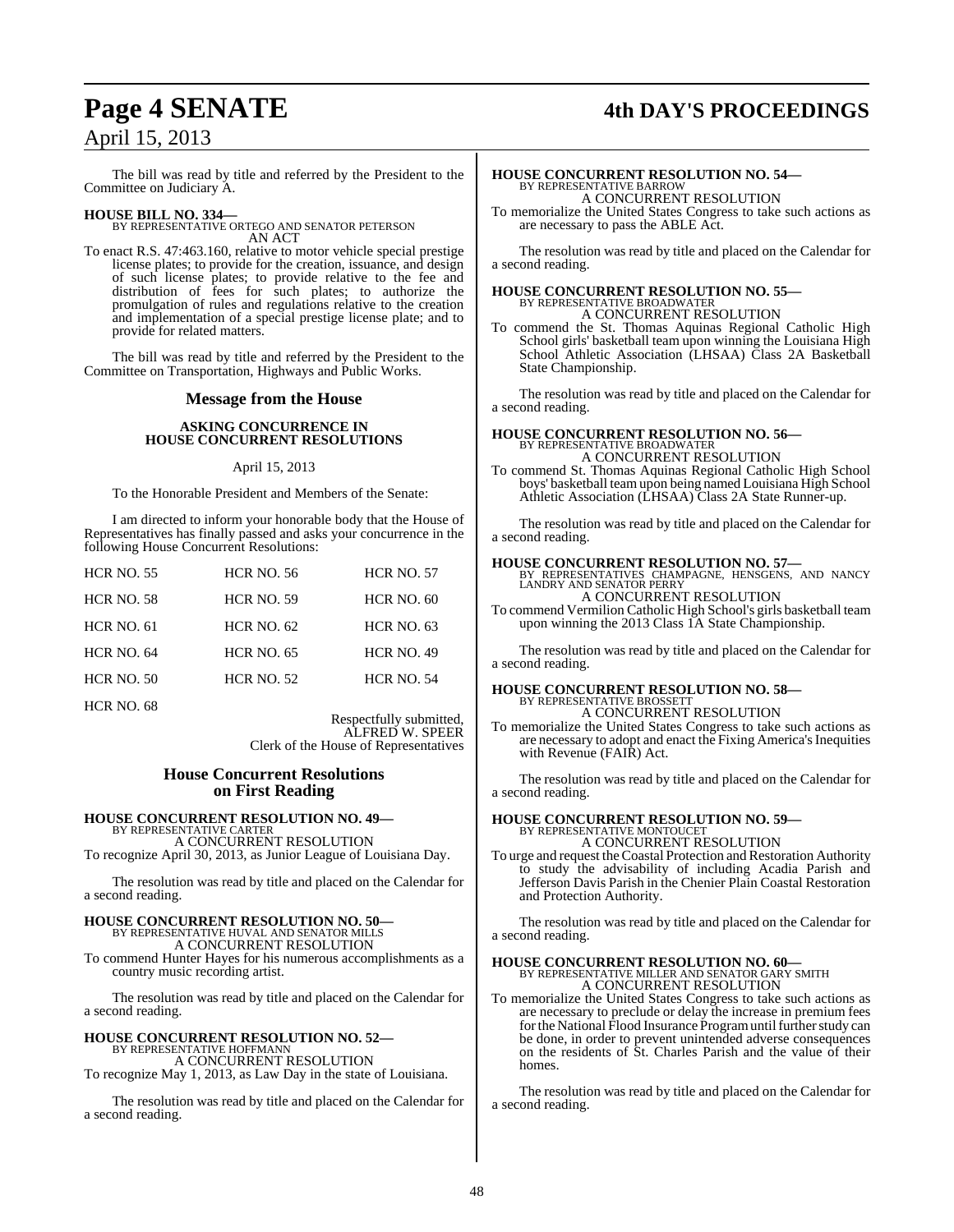The bill was read by title and referred by the President to the Committee on Judiciary A.

**HOUSE BILL NO. 334—**
BY REPRESENTATIVE ORTEGO AND SENATOR PETERSON
AN ACT

To enact R.S. 47:463.160, relative to motor vehicle special prestige license plates; to provide for the creation, issuance, and design of such license plates; to provide relative to the fee and distribution of fees for such plates; to authorize the promulgation of rules and regulations relative to the creation and implementation of a special prestige license plate; and to provide for related matters.

The bill was read by title and referred by the President to the Committee on Transportation, Highways and Public Works.

## Message from the House

**ASKING CONCURRENCE IN HOUSE CONCURRENT RESOLUTIONS**

April 15, 2013

To the Honorable President and Members of the Senate:

I am directed to inform your honorable body that the House of Representatives has finally passed and asks your concurrence in the following House Concurrent Resolutions:

| | | |
|---|---|---|
| HCR NO. 55 | HCR NO. 56 | HCR NO. 57 |
| HCR NO. 58 | HCR NO. 59 | HCR NO. 60 |
| HCR NO. 61 | HCR NO. 62 | HCR NO. 63 |
| HCR NO. 64 | HCR NO. 65 | HCR NO. 49 |
| HCR NO. 50 | HCR NO. 52 | HCR NO. 54 |
| HCR NO. 68 | | |

Respectfully submitted,
ALFRED W. SPEER
Clerk of the House of Representatives

## House Concurrent Resolutions on First Reading

**HOUSE CONCURRENT RESOLUTION NO. 49—**
BY REPRESENTATIVE CARTER
A CONCURRENT RESOLUTION

To recognize April 30, 2013, as Junior League of Louisiana Day.

The resolution was read by title and placed on the Calendar for a second reading.

**HOUSE CONCURRENT RESOLUTION NO. 50—**
BY REPRESENTATIVE HUVAL AND SENATOR MILLS
A CONCURRENT RESOLUTION

To commend Hunter Hayes for his numerous accomplishments as a country music recording artist.

The resolution was read by title and placed on the Calendar for a second reading.

**HOUSE CONCURRENT RESOLUTION NO. 52—**
BY REPRESENTATIVE HOFFMANN
A CONCURRENT RESOLUTION

To recognize May 1, 2013, as Law Day in the state of Louisiana.

The resolution was read by title and placed on the Calendar for a second reading.

**HOUSE CONCURRENT RESOLUTION NO. 54—**
BY REPRESENTATIVE BARROW
A CONCURRENT RESOLUTION

To memorialize the United States Congress to take such actions as are necessary to pass the ABLE Act.

The resolution was read by title and placed on the Calendar for a second reading.

**HOUSE CONCURRENT RESOLUTION NO. 55—**
BY REPRESENTATIVE BROADWATER
A CONCURRENT RESOLUTION

To commend the St. Thomas Aquinas Regional Catholic High School girls' basketball team upon winning the Louisiana High School Athletic Association (LHSAA) Class 2A Basketball State Championship.

The resolution was read by title and placed on the Calendar for a second reading.

**HOUSE CONCURRENT RESOLUTION NO. 56—**
BY REPRESENTATIVE BROADWATER
A CONCURRENT RESOLUTION

To commend St. Thomas Aquinas Regional Catholic High School boys' basketball team upon being named Louisiana High School Athletic Association (LHSAA) Class 2A State Runner-up.

The resolution was read by title and placed on the Calendar for a second reading.

**HOUSE CONCURRENT RESOLUTION NO. 57—**
BY REPRESENTATIVES CHAMPAGNE, HENSGENS, AND NANCY LANDRY AND SENATOR PERRY
A CONCURRENT RESOLUTION

To commend Vermilion Catholic High School's girls basketball team upon winning the 2013 Class 1A State Championship.

The resolution was read by title and placed on the Calendar for a second reading.

**HOUSE CONCURRENT RESOLUTION NO. 58—**
BY REPRESENTATIVE BROSSETT
A CONCURRENT RESOLUTION

To memorialize the United States Congress to take such actions as are necessary to adopt and enact the Fixing America's Inequities with Revenue (FAIR) Act.

The resolution was read by title and placed on the Calendar for a second reading.

**HOUSE CONCURRENT RESOLUTION NO. 59—**
BY REPRESENTATIVE MONTOUCET
A CONCURRENT RESOLUTION

To urge and request the Coastal Protection and Restoration Authority to study the advisability of including Acadia Parish and Jefferson Davis Parish in the Chenier Plain Coastal Restoration and Protection Authority.

The resolution was read by title and placed on the Calendar for a second reading.

**HOUSE CONCURRENT RESOLUTION NO. 60—**
BY REPRESENTATIVE MILLER AND SENATOR GARY SMITH
A CONCURRENT RESOLUTION

To memorialize the United States Congress to take such actions as are necessary to preclude or delay the increase in premium fees for the National Flood Insurance Program until further study can be done, in order to prevent unintended adverse consequences on the residents of St. Charles Parish and the value of their homes.

The resolution was read by title and placed on the Calendar for a second reading.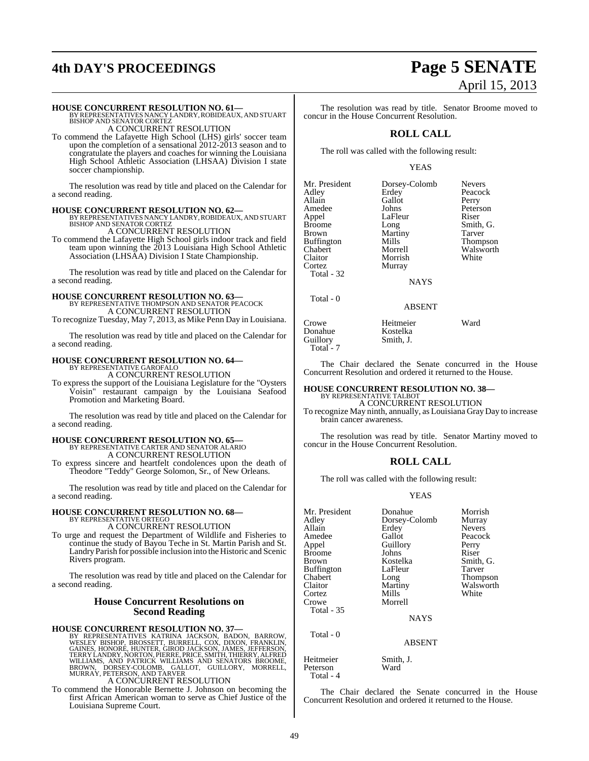**HOUSE CONCURRENT RESOLUTION NO. 61—**
BY REPRESENTATIVES NANCY LANDRY, ROBIDEAUX, AND STUART BISHOP AND SENATOR CORTEZ
A CONCURRENT RESOLUTION

To commend the Lafayette High School (LHS) girls' soccer team upon the completion of a sensational 2012-2013 season and to congratulate the players and coaches for winning the Louisiana High School Athletic Association (LHSAA) Division I state soccer championship.

The resolution was read by title and placed on the Calendar for a second reading.

**HOUSE CONCURRENT RESOLUTION NO. 62—**
BY REPRESENTATIVES NANCY LANDRY, ROBIDEAUX, AND STUART BISHOP AND SENATOR CORTEZ
A CONCURRENT RESOLUTION

To commend the Lafayette High School girls indoor track and field team upon winning the 2013 Louisiana High School Athletic Association (LHSAA) Division I State Championship.

The resolution was read by title and placed on the Calendar for a second reading.

**HOUSE CONCURRENT RESOLUTION NO. 63—**
BY REPRESENTATIVE THOMPSON AND SENATOR PEACOCK
A CONCURRENT RESOLUTION

To recognize Tuesday, May 7, 2013, as Mike Penn Day in Louisiana.

The resolution was read by title and placed on the Calendar for a second reading.

**HOUSE CONCURRENT RESOLUTION NO. 64—**
BY REPRESENTATIVE GAROFALO
A CONCURRENT RESOLUTION

To express the support of the Louisiana Legislature for the "Oysters Voisin" restaurant campaign by the Louisiana Seafood Promotion and Marketing Board.

The resolution was read by title and placed on the Calendar for a second reading.

**HOUSE CONCURRENT RESOLUTION NO. 65—**
BY REPRESENTATIVE CARTER AND SENATOR ALARIO
A CONCURRENT RESOLUTION

To express sincere and heartfelt condolences upon the death of Theodore "Teddy" George Solomon, Sr., of New Orleans.

The resolution was read by title and placed on the Calendar for a second reading.

**HOUSE CONCURRENT RESOLUTION NO. 68—**
BY REPRESENTATIVE ORTEGO
A CONCURRENT RESOLUTION

To urge and request the Department of Wildlife and Fisheries to continue the study of Bayou Teche in St. Martin Parish and St. Landry Parish for possible inclusion into the Historic and Scenic Rivers program.

The resolution was read by title and placed on the Calendar for a second reading.

## House Concurrent Resolutions on Second Reading

**HOUSE CONCURRENT RESOLUTION NO. 37—**
BY REPRESENTATIVES KATRINA JACKSON, BADON, BARROW, WESLEY BISHOP, BROSSETT, BURRELL, COX, DIXON, FRANKLIN, GAINES, HONORE, HUNTER, GIROD JACKSON, JAMES, JEFFERSON, TERRY LANDRY, NORTON, PIERRE, PRICE, SMITH, THIERRY, ALFRED WILLIAMS, AND PATRICK WILLIAMS AND SENATORS BROOME, BROWN, DORSEY-COLOMB, GALLOT, GUILLORY, MORRELL, MURRAY, PETERSON, AND TARVER
A CONCURRENT RESOLUTION

To commend the Honorable Bernette J. Johnson on becoming the first African American woman to serve as Chief Justice of the Louisiana Supreme Court.

The resolution was read by title. Senator Broome moved to concur in the House Concurrent Resolution.

## ROLL CALL

The roll was called with the following result:

YEAS

| | | |
|---|---|---|
| Mr. President | Dorsey-Colomb | Nevers |
| Adley | Erdey | Peacock |
| Allain | Gallot | Perry |
| Amedee | Johns | Peterson |
| Appel | LaFleur | Riser |
| Broome | Long | Smith, G. |
| Brown | Martiny | Tarver |
| Buffington | Mills | Thompson |
| Chabert | Morrell | Walsworth |
| Claitor | Morrish | White |
| Cortez | Murray | |
| Total - 32 | | |

NAYS

Total - 0

ABSENT

| | | |
|---|---|---|
| Crowe | Heitmeier | Ward |
| Donahue | Kostelka | |
| Guillory | Smith, J. | |
| Total - 7 | | |

The Chair declared the Senate concurred in the House Concurrent Resolution and ordered it returned to the House.

**HOUSE CONCURRENT RESOLUTION NO. 38—**
BY REPRESENTATIVE TALBOT
A CONCURRENT RESOLUTION

To recognize May ninth, annually, as Louisiana Gray Day to increase brain cancer awareness.

The resolution was read by title. Senator Martiny moved to concur in the House Concurrent Resolution.

## ROLL CALL

The roll was called with the following result:

YEAS

| | | |
|---|---|---|
| Mr. President | Donahue | Morrish |
| Adley | Dorsey-Colomb | Murray |
| Allain | Erdey | Nevers |
| Amedee | Gallot | Peacock |
| Appel | Guillory | Perry |
| Broome | Johns | Riser |
| Brown | Kostelka | Smith, G. |
| Buffington | LaFleur | Tarver |
| Chabert | Long | Thompson |
| Claitor | Martiny | Walsworth |
| Cortez | Mills | White |
| Crowe | Morrell | |
| Total - 35 | | |

NAYS

Total - 0

ABSENT

| | |
|---|---|
| Heitmeier | Smith, J. |
| Peterson | Ward |
| Total - 4 | |

The Chair declared the Senate concurred in the House Concurrent Resolution and ordered it returned to the House.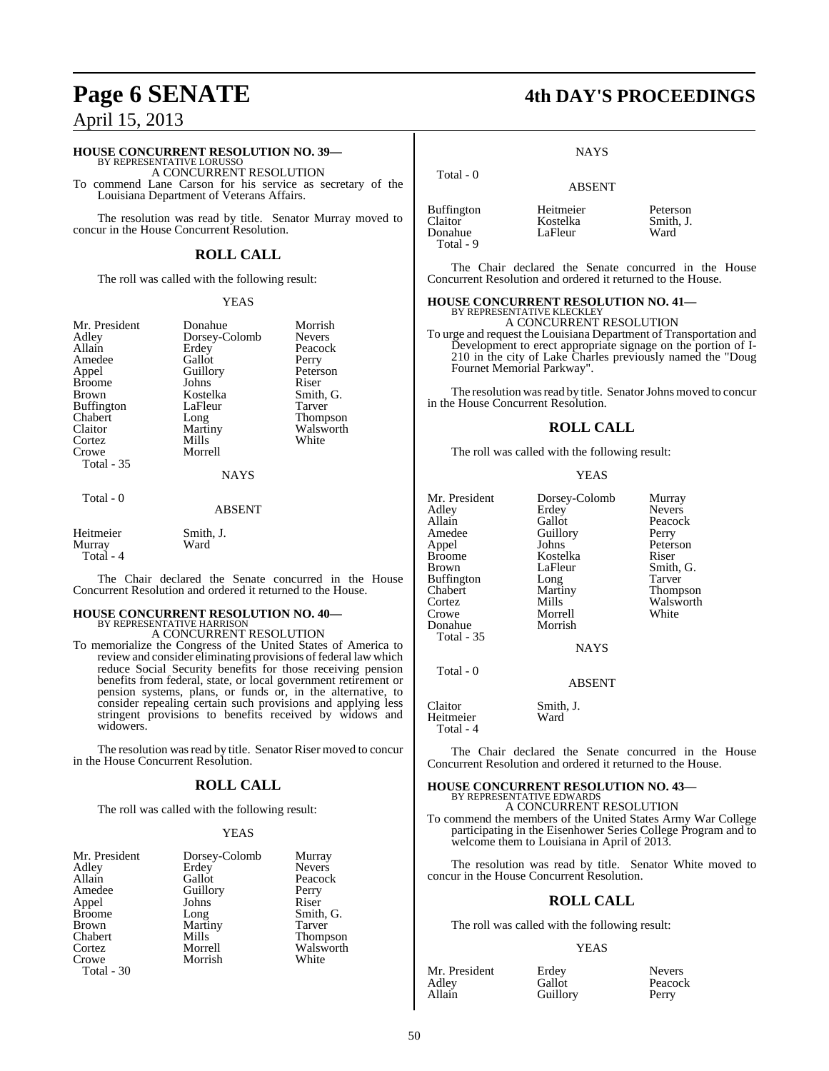## HOUSE CONCURRENT RESOLUTION NO. 39—

BY REPRESENTATIVE LORUSSO

A CONCURRENT RESOLUTION

To commend Lane Carson for his service as secretary of the Louisiana Department of Veterans Affairs.

The resolution was read by title. Senator Murray moved to concur in the House Concurrent Resolution.

## ROLL CALL

The roll was called with the following result:

YEAS

| | | |
|---|---|---|
| Mr. President | Donahue | Morrish |
| Adley | Dorsey-Colomb | Nevers |
| Allain | Erdey | Peacock |
| Amedee | Gallot | Perry |
| Appel | Guillory | Peterson |
| Broome | Johns | Riser |
| Brown | Kostelka | Smith, G. |
| Buffington | LaFleur | Tarver |
| Chabert | Long | Thompson |
| Claitor | Martiny | Walsworth |
| Cortez | Mills | White |
| Crowe | Morrell | |

Total - 35

NAYS

Total - 0

ABSENT

| | |
|---|---|
| Heitmeier | Smith, J. |
| Murray | Ward |

Total - 4

The Chair declared the Senate concurred in the House Concurrent Resolution and ordered it returned to the House.

## HOUSE CONCURRENT RESOLUTION NO. 40—

BY REPRESENTATIVE HARRISON

A CONCURRENT RESOLUTION

To memorialize the Congress of the United States of America to review and consider eliminating provisions of federal law which reduce Social Security benefits for those receiving pension benefits from federal, state, or local government retirement or pension systems, plans, or funds or, in the alternative, to consider repealing certain such provisions and applying less stringent provisions to benefits received by widows and widowers.

The resolution was read by title. Senator Riser moved to concur in the House Concurrent Resolution.

## ROLL CALL

The roll was called with the following result:

YEAS

| | | |
|---|---|---|
| Mr. President | Dorsey-Colomb | Murray |
| Adley | Erdey | Nevers |
| Allain | Gallot | Peacock |
| Amedee | Guillory | Perry |
| Appel | Johns | Riser |
| Broome | Long | Smith, G. |
| Brown | Martiny | Tarver |
| Chabert | Mills | Thompson |
| Cortez | Morrell | Walsworth |
| Crowe | Morrish | White |

Total - 30

NAYS

Total - 0

ABSENT

| | | |
|---|---|---|
| Buffington | Heitmeier | Peterson |
| Claitor | Kostelka | Smith, J. |
| Donahue | LaFleur | Ward |

Total - 9

The Chair declared the Senate concurred in the House Concurrent Resolution and ordered it returned to the House.

## HOUSE CONCURRENT RESOLUTION NO. 41—

BY REPRESENTATIVE KLECKLEY

A CONCURRENT RESOLUTION

To urge and request the Louisiana Department of Transportation and Development to erect appropriate signage on the portion of I-210 in the city of Lake Charles previously named the "Doug Fournet Memorial Parkway".

The resolution was read by title. Senator Johns moved to concur in the House Concurrent Resolution.

## ROLL CALL

The roll was called with the following result:

YEAS

| | | |
|---|---|---|
| Mr. President | Dorsey-Colomb | Murray |
| Adley | Erdey | Nevers |
| Allain | Gallot | Peacock |
| Amedee | Guillory | Perry |
| Appel | Johns | Peterson |
| Broome | Kostelka | Riser |
| Brown | LaFleur | Smith, G. |
| Buffington | Long | Tarver |
| Chabert | Martiny | Thompson |
| Cortez | Mills | Walsworth |
| Crowe | Morrell | White |
| Donahue | Morrish | |

Total - 35

NAYS

Total - 0

ABSENT

| | |
|---|---|
| Claitor | Smith, J. |
| Heitmeier | Ward |

Total - 4

The Chair declared the Senate concurred in the House Concurrent Resolution and ordered it returned to the House.

## HOUSE CONCURRENT RESOLUTION NO. 43—

BY REPRESENTATIVE EDWARDS

A CONCURRENT RESOLUTION

To commend the members of the United States Army War College participating in the Eisenhower Series College Program and to welcome them to Louisiana in April of 2013.

The resolution was read by title. Senator White moved to concur in the House Concurrent Resolution.

## ROLL CALL

The roll was called with the following result:

YEAS

| | | |
|---|---|---|
| Mr. President | Erdey | Nevers |
| Adley | Gallot | Peacock |
| Allain | Guillory | Perry |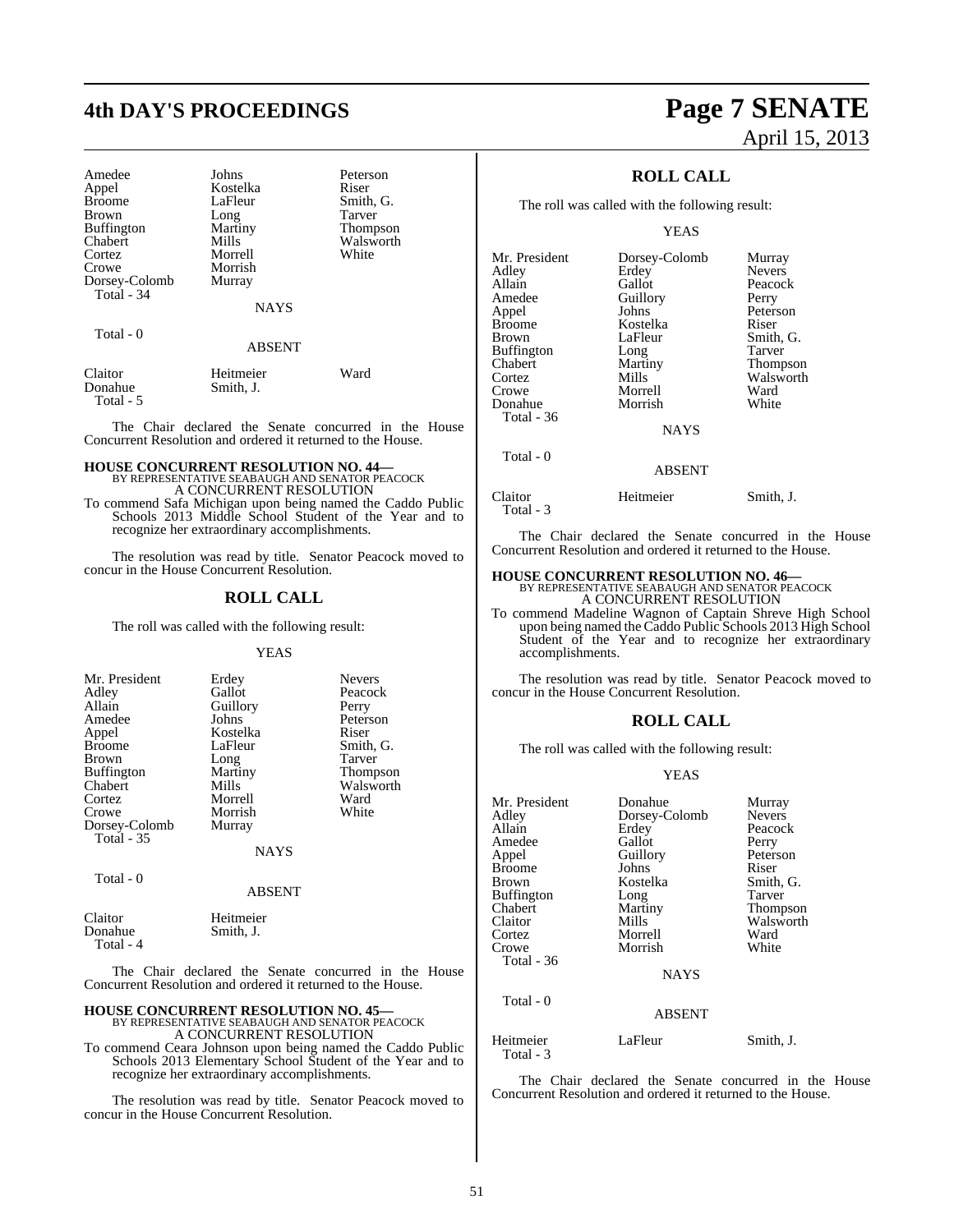| | | |
|---|---|---|
| Amedee | Johns | Peterson |
| Appel | Kostelka | Riser |
| Broome | LaFleur | Smith, G. |
| Brown | Long | Tarver |
| Buffington | Martiny | Thompson |
| Chabert | Mills | Walsworth |
| Cortez | Morrell | White |
| Crowe | Morrish | |
| Dorsey-Colomb | Murray | |
| Total - 34 | | |

NAYS

Total - 0

ABSENT

| | | |
|---|---|---|
| Claitor | Heitmeier | Ward |
| Donahue | Smith, J. | |
| Total - 5 | | |

The Chair declared the Senate concurred in the House Concurrent Resolution and ordered it returned to the House.

**HOUSE CONCURRENT RESOLUTION NO. 44—**
BY REPRESENTATIVE SEABAUGH AND SENATOR PEACOCK
A CONCURRENT RESOLUTION

To commend Safa Michigan upon being named the Caddo Public Schools 2013 Middle School Student of the Year and to recognize her extraordinary accomplishments.

The resolution was read by title. Senator Peacock moved to concur in the House Concurrent Resolution.

## ROLL CALL

The roll was called with the following result:

YEAS

| | | |
|---|---|---|
| Mr. President | Erdey | Nevers |
| Adley | Gallot | Peacock |
| Allain | Guillory | Perry |
| Amedee | Johns | Peterson |
| Appel | Kostelka | Riser |
| Broome | LaFleur | Smith, G. |
| Brown | Long | Tarver |
| Buffington | Martiny | Thompson |
| Chabert | Mills | Walsworth |
| Cortez | Morrell | Ward |
| Crowe | Morrish | White |
| Dorsey-Colomb | Murray | |
| Total - 35 | | |

NAYS

Total - 0

ABSENT

| | |
|---|---|
| Claitor | Heitmeier |
| Donahue | Smith, J. |
| Total - 4 | |

The Chair declared the Senate concurred in the House Concurrent Resolution and ordered it returned to the House.

**HOUSE CONCURRENT RESOLUTION NO. 45—**
BY REPRESENTATIVE SEABAUGH AND SENATOR PEACOCK
A CONCURRENT RESOLUTION

To commend Ceara Johnson upon being named the Caddo Public Schools 2013 Elementary School Student of the Year and to recognize her extraordinary accomplishments.

The resolution was read by title. Senator Peacock moved to concur in the House Concurrent Resolution.

## ROLL CALL

The roll was called with the following result:

YEAS

| | | |
|---|---|---|
| Mr. President | Dorsey-Colomb | Murray |
| Adley | Erdey | Nevers |
| Allain | Gallot | Peacock |
| Amedee | Guillory | Perry |
| Appel | Johns | Peterson |
| Broome | Kostelka | Riser |
| Brown | LaFleur | Smith, G. |
| Buffington | Long | Tarver |
| Chabert | Martiny | Thompson |
| Cortez | Mills | Walsworth |
| Crowe | Morrell | Ward |
| Donahue | Morrish | White |
| Total - 36 | | |

NAYS

Total - 0

ABSENT

| | | |
|---|---|---|
| Claitor | Heitmeier | Smith, J. |
| Total - 3 | | |

The Chair declared the Senate concurred in the House Concurrent Resolution and ordered it returned to the House.

**HOUSE CONCURRENT RESOLUTION NO. 46—**
BY REPRESENTATIVE SEABAUGH AND SENATOR PEACOCK
A CONCURRENT RESOLUTION

To commend Madeline Wagnon of Captain Shreve High School upon being named the Caddo Public Schools 2013 High School Student of the Year and to recognize her extraordinary accomplishments.

The resolution was read by title. Senator Peacock moved to concur in the House Concurrent Resolution.

## ROLL CALL

The roll was called with the following result:

YEAS

| | | |
|---|---|---|
| Mr. President | Donahue | Murray |
| Adley | Dorsey-Colomb | Nevers |
| Allain | Erdey | Peacock |
| Amedee | Gallot | Perry |
| Appel | Guillory | Peterson |
| Broome | Johns | Riser |
| Brown | Kostelka | Smith, G. |
| Buffington | Long | Tarver |
| Chabert | Martiny | Thompson |
| Claitor | Mills | Walsworth |
| Cortez | Morrell | Ward |
| Crowe | Morrish | White |
| Total - 36 | | |

NAYS

Total - 0

ABSENT

| | | |
|---|---|---|
| Heitmeier | LaFleur | Smith, J. |
| Total - 3 | | |

The Chair declared the Senate concurred in the House Concurrent Resolution and ordered it returned to the House.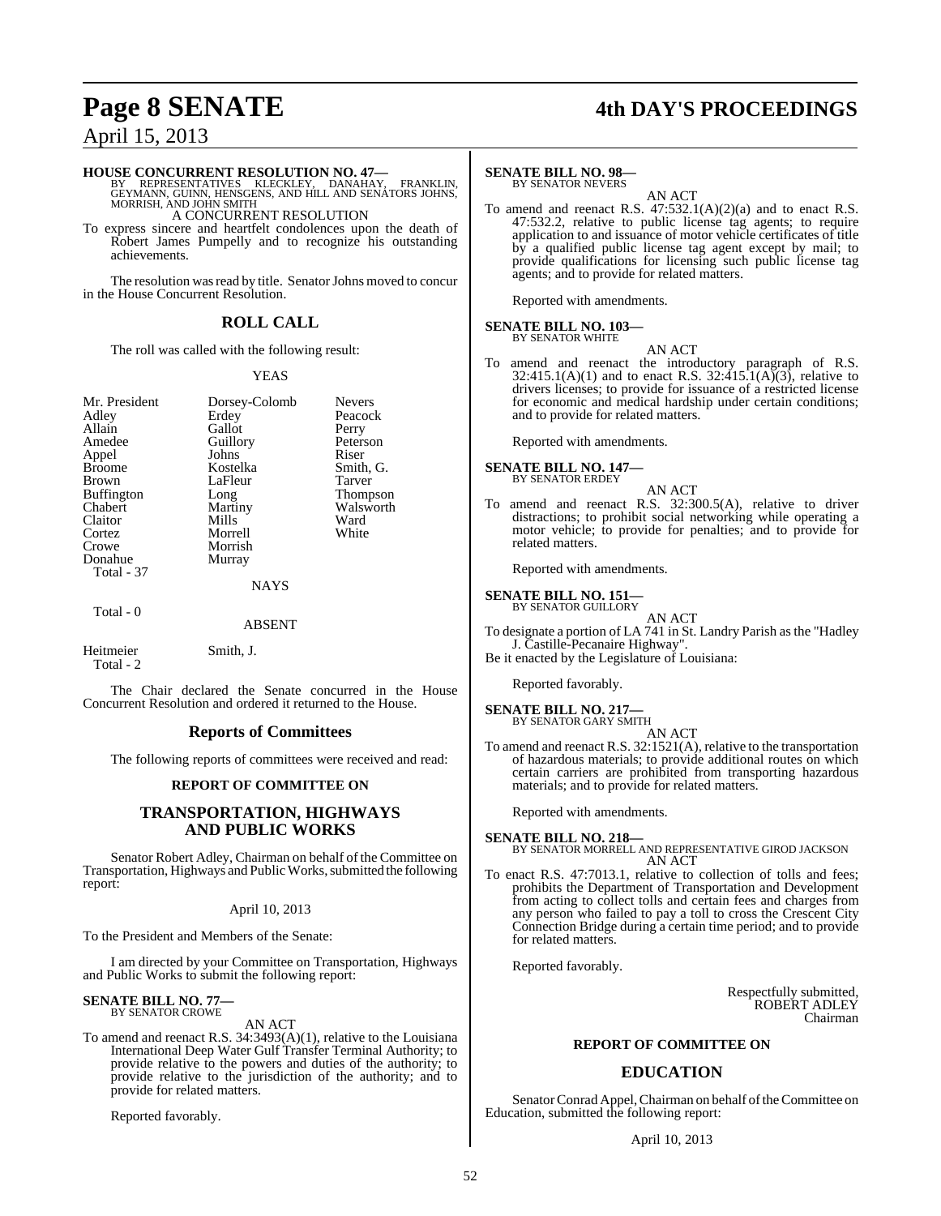**HOUSE CONCURRENT RESOLUTION NO. 47—**
BY REPRESENTATIVES KLECKLEY, DANAHAY, FRANKLIN, GEYMANN, GUINN, HENSGENS, AND HILL AND SENATORS JOHNS, MORRISH, AND JOHN SMITH

A CONCURRENT RESOLUTION

To express sincere and heartfelt condolences upon the death of Robert James Pumpelly and to recognize his outstanding achievements.

The resolution was read by title. Senator Johns moved to concur in the House Concurrent Resolution.

## ROLL CALL

The roll was called with the following result:

YEAS

| | | |
|---|---|---|
| Mr. President | Dorsey-Colomb | Nevers |
| Adley | Erdey | Peacock |
| Allain | Gallot | Perry |
| Amedee | Guillory | Peterson |
| Appel | Johns | Riser |
| Broome | Kostelka | Smith, G. |
| Brown | LaFleur | Tarver |
| Buffington | Long | Thompson |
| Chabert | Martiny | Walsworth |
| Claitor | Mills | Ward |
| Cortez | Morrell | White |
| Crowe | Morrish | |
| Donahue | Murray | |

Total - 37

NAYS

Total - 0

ABSENT

| | |
|---|---|
| Heitmeier | Smith, J. |

Total - 2

The Chair declared the Senate concurred in the House Concurrent Resolution and ordered it returned to the House.

## Reports of Committees

The following reports of committees were received and read:

### REPORT OF COMMITTEE ON

## TRANSPORTATION, HIGHWAYS AND PUBLIC WORKS

Senator Robert Adley, Chairman on behalf of the Committee on Transportation, Highways and Public Works, submitted the following report:

April 10, 2013

To the President and Members of the Senate:

I am directed by your Committee on Transportation, Highways and Public Works to submit the following report:

**SENATE BILL NO. 77—**
BY SENATOR CROWE

AN ACT

To amend and reenact R.S. 34:3493(A)(1), relative to the Louisiana International Deep Water Gulf Transfer Terminal Authority; to provide relative to the powers and duties of the authority; to provide relative to the jurisdiction of the authority; and to provide for related matters.

Reported favorably.

**SENATE BILL NO. 98—**
BY SENATOR NEVERS

AN ACT

To amend and reenact R.S. 47:532.1(A)(2)(a) and to enact R.S. 47:532.2, relative to public license tag agents; to require application to and issuance of motor vehicle certificates of title by a qualified public license tag agent except by mail; to provide qualifications for licensing such public license tag agents; and to provide for related matters.

Reported with amendments.

**SENATE BILL NO. 103—**
BY SENATOR WHITE

AN ACT

To amend and reenact the introductory paragraph of R.S. 32:415.1(A)(1) and to enact R.S. 32:415.1(A)(3), relative to drivers licenses; to provide for issuance of a restricted license for economic and medical hardship under certain conditions; and to provide for related matters.

Reported with amendments.

**SENATE BILL NO. 147—**
BY SENATOR ERDEY

AN ACT

To amend and reenact R.S. 32:300.5(A), relative to driver distractions; to prohibit social networking while operating a motor vehicle; to provide for penalties; and to provide for related matters.

Reported with amendments.

**SENATE BILL NO. 151—**
BY SENATOR GUILLORY

AN ACT

To designate a portion of LA 741 in St. Landry Parish as the "Hadley J. Castille-Pecanaire Highway".

Be it enacted by the Legislature of Louisiana:

Reported favorably.

**SENATE BILL NO. 217—**
BY SENATOR GARY SMITH

AN ACT

To amend and reenact R.S. 32:1521(A), relative to the transportation of hazardous materials; to provide additional routes on which certain carriers are prohibited from transporting hazardous materials; and to provide for related matters.

Reported with amendments.

**SENATE BILL NO. 218—**
BY SENATOR MORRELL AND REPRESENTATIVE GIROD JACKSON

AN ACT

To enact R.S. 47:7013.1, relative to collection of tolls and fees; prohibits the Department of Transportation and Development from acting to collect tolls and certain fees and charges from any person who failed to pay a toll to cross the Crescent City Connection Bridge during a certain time period; and to provide for related matters.

Reported favorably.

Respectfully submitted,
ROBERT ADLEY
Chairman

### REPORT OF COMMITTEE ON

## EDUCATION

Senator Conrad Appel, Chairman on behalf of the Committee on Education, submitted the following report:

April 10, 2013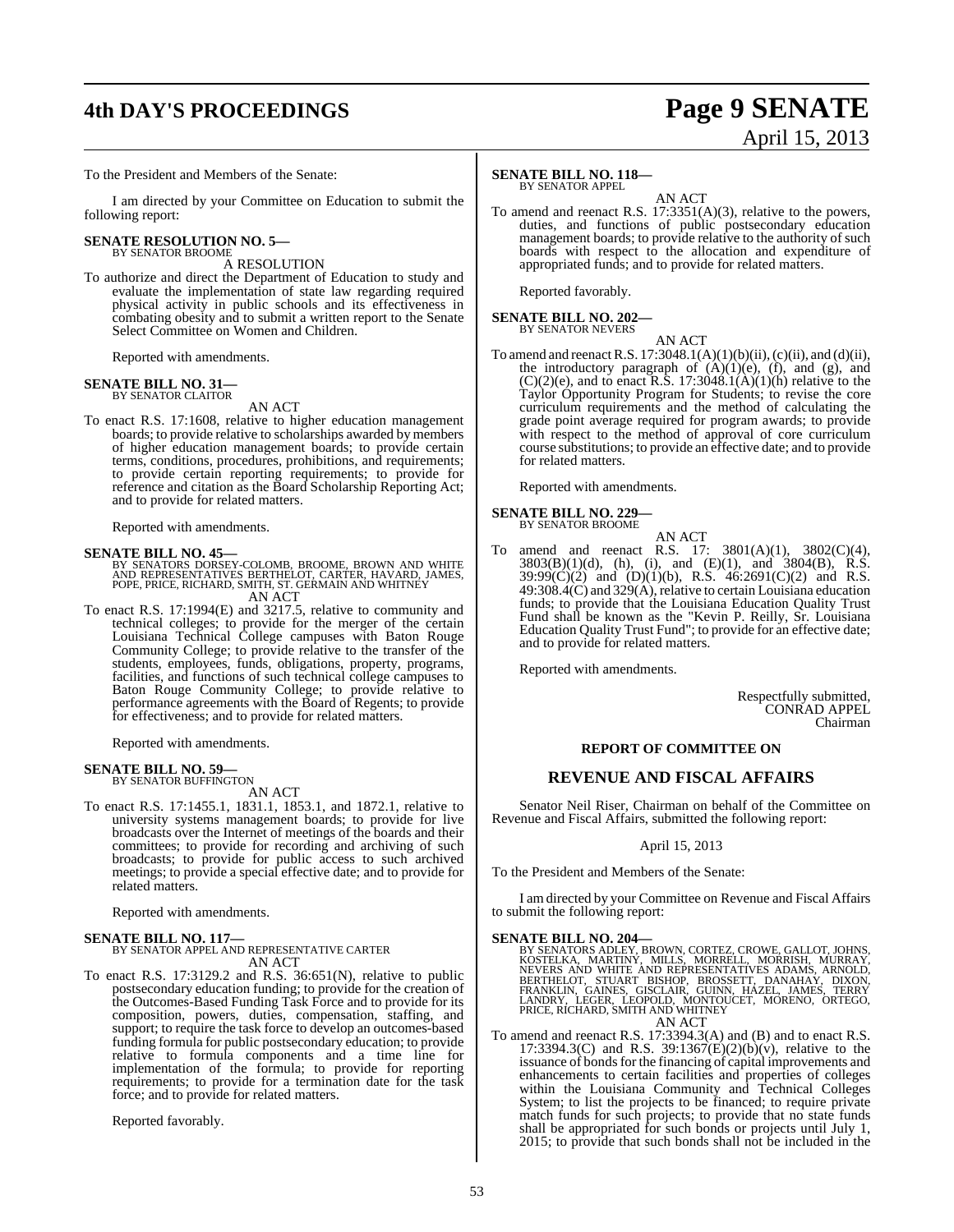To the President and Members of the Senate:

I am directed by your Committee on Education to submit the following report:

**SENATE RESOLUTION NO. 5—**
BY SENATOR BROOME

A RESOLUTION

To authorize and direct the Department of Education to study and evaluate the implementation of state law regarding required physical activity in public schools and its effectiveness in combating obesity and to submit a written report to the Senate Select Committee on Women and Children.

Reported with amendments.

**SENATE BILL NO. 31—**
BY SENATOR CLAITOR

AN ACT

To enact R.S. 17:1608, relative to higher education management boards; to provide relative to scholarships awarded by members of higher education management boards; to provide certain terms, conditions, procedures, prohibitions, and requirements; to provide certain reporting requirements; to provide for reference and citation as the Board Scholarship Reporting Act; and to provide for related matters.

Reported with amendments.

**SENATE BILL NO. 45—**
BY SENATORS DORSEY-COLOMB, BROOME, BROWN AND WHITE AND REPRESENTATIVES BERTHELOT, CARTER, HAVARD, JAMES, POPE, PRICE, RICHARD, SMITH, ST. GERMAIN AND WHITNEY

AN ACT

To enact R.S. 17:1994(E) and 3217.5, relative to community and technical colleges; to provide for the merger of the certain Louisiana Technical College campuses with Baton Rouge Community College; to provide relative to the transfer of the students, employees, funds, obligations, property, programs, facilities, and functions of such technical college campuses to Baton Rouge Community College; to provide relative to performance agreements with the Board of Regents; to provide for effectiveness; and to provide for related matters.

Reported with amendments.

**SENATE BILL NO. 59—**
BY SENATOR BUFFINGTON

AN ACT

To enact R.S. 17:1455.1, 1831.1, 1853.1, and 1872.1, relative to university systems management boards; to provide for live broadcasts over the Internet of meetings of the boards and their committees; to provide for recording and archiving of such broadcasts; to provide for public access to such archived meetings; to provide a special effective date; and to provide for related matters.

Reported with amendments.

**SENATE BILL NO. 117—**
BY SENATOR APPEL AND REPRESENTATIVE CARTER

AN ACT

To enact R.S. 17:3129.2 and R.S. 36:651(N), relative to public postsecondary education funding; to provide for the creation of the Outcomes-Based Funding Task Force and to provide for its composition, powers, duties, compensation, staffing, and support; to require the task force to develop an outcomes-based funding formula for public postsecondary education; to provide relative to formula components and a time line for implementation of the formula; to provide for reporting requirements; to provide for a termination date for the task force; and to provide for related matters.

Reported favorably.

**SENATE BILL NO. 118—**
BY SENATOR APPEL

AN ACT

To amend and reenact R.S. 17:3351(A)(3), relative to the powers, duties, and functions of public postsecondary education management boards; to provide relative to the authority of such boards with respect to the allocation and expenditure of appropriated funds; and to provide for related matters.

Reported favorably.

**SENATE BILL NO. 202—**
BY SENATOR NEVERS

AN ACT

To amend and reenact R.S. 17:3048.1(A)(1)(b)(ii), (c)(ii), and (d)(ii), the introductory paragraph of (A)(1)(e), (f), and (g), and (C)(2)(e), and to enact R.S. 17:3048.1(A)(1)(h) relative to the Taylor Opportunity Program for Students; to revise the core curriculum requirements and the method of calculating the grade point average required for program awards; to provide with respect to the method of approval of core curriculum course substitutions; to provide an effective date; and to provide for related matters.

Reported with amendments.

**SENATE BILL NO. 229—**
BY SENATOR BROOME

AN ACT

To amend and reenact R.S. 17: 3801(A)(1), 3802(C)(4), 3803(B)(1)(d), (h), (i), and (E)(1), and 3804(B), R.S. 39:99(C)(2) and (D)(1)(b), R.S. 46:2691(C)(2) and R.S. 49:308.4(C) and 329(A), relative to certain Louisiana education funds; to provide that the Louisiana Education Quality Trust Fund shall be known as the "Kevin P. Reilly, Sr. Louisiana Education Quality Trust Fund"; to provide for an effective date; and to provide for related matters.

Reported with amendments.

Respectfully submitted,
CONRAD APPEL
Chairman

## REPORT OF COMMITTEE ON

## REVENUE AND FISCAL AFFAIRS

Senator Neil Riser, Chairman on behalf of the Committee on Revenue and Fiscal Affairs, submitted the following report:

April 15, 2013

To the President and Members of the Senate:

I am directed by your Committee on Revenue and Fiscal Affairs to submit the following report:

**SENATE BILL NO. 204—**
BY SENATORS ADLEY, BROWN, CORTEZ, CROWE, GALLOT, JOHNS, KOSTELKA, MARTINY, MILLS, MORRELL, MORRISH, MURRAY, NEVERS AND WHITE AND REPRESENTATIVES ADAMS, ARNOLD, BERTHELOT, STUART BISHOP, BROSSETT, DANAHAY, DIXON, FRANKLIN, GAINES, GISCLAIR, GUINN, HAZEL, JAMES, TERRY LANDRY, LEGER, LEOPOLD, MONTOUCET, MORENO, ORTEGO, PRICE, RICHARD, SMITH AND WHITNEY

AN ACT

To amend and reenact R.S. 17:3394.3(A) and (B) and to enact R.S. 17:3394.3(C) and R.S. 39:1367(E)(2)(b)(v), relative to the issuance of bonds for the financing of capital improvements and enhancements to certain facilities and properties of colleges within the Louisiana Community and Technical Colleges System; to list the projects to be financed; to require private match funds for such projects; to provide that no state funds shall be appropriated for such bonds or projects until July 1, 2015; to provide that such bonds shall not be included in the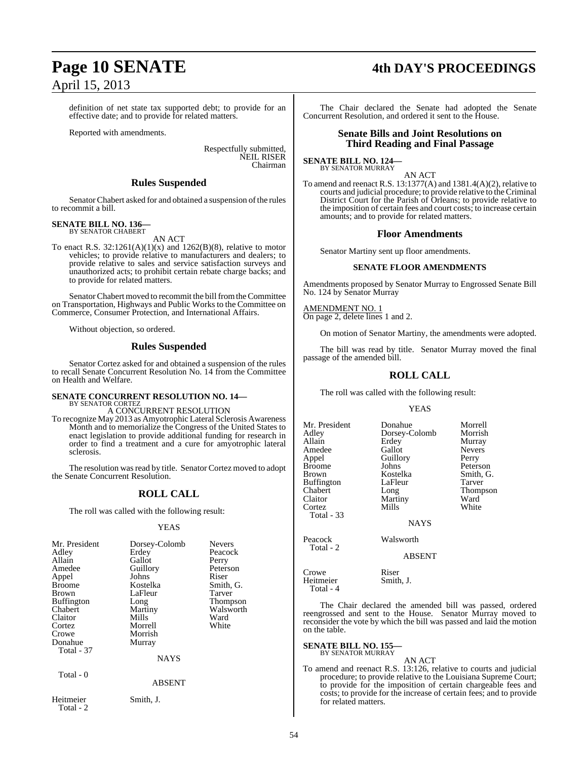definition of net state tax supported debt; to provide for an effective date; and to provide for related matters.

Reported with amendments.

Respectfully submitted,
NEIL RISER
Chairman

## Rules Suspended

Senator Chabert asked for and obtained a suspension of the rules to recommit a bill.

**SENATE BILL NO. 136—**
BY SENATOR CHABERT

AN ACT

To enact R.S. 32:1261(A)(1)(x) and 1262(B)(8), relative to motor vehicles; to provide relative to manufacturers and dealers; to provide relative to sales and service satisfaction surveys and unauthorized acts; to prohibit certain rebate charge backs; and to provide for related matters.

Senator Chabert moved to recommit the bill from the Committee on Transportation, Highways and Public Works to the Committee on Commerce, Consumer Protection, and International Affairs.

Without objection, so ordered.

## Rules Suspended

Senator Cortez asked for and obtained a suspension of the rules to recall Senate Concurrent Resolution No. 14 from the Committee on Health and Welfare.

**SENATE CONCURRENT RESOLUTION NO. 14—**
BY SENATOR CORTEZ

A CONCURRENT RESOLUTION

To recognize May 2013 as Amyotrophic Lateral Sclerosis Awareness Month and to memorialize the Congress of the United States to enact legislation to provide additional funding for research in order to find a treatment and a cure for amyotrophic lateral sclerosis.

The resolution was read by title. Senator Cortez moved to adopt the Senate Concurrent Resolution.

## ROLL CALL

The roll was called with the following result:

YEAS

| | | |
|---|---|---|
| Mr. President | Dorsey-Colomb | Nevers |
| Adley | Erdey | Peacock |
| Allain | Gallot | Perry |
| Amedee | Guillory | Peterson |
| Appel | Johns | Riser |
| Broome | Kostelka | Smith, G. |
| Brown | LaFleur | Tarver |
| Buffington | Long | Thompson |
| Chabert | Martiny | Walsworth |
| Claitor | Mills | Ward |
| Cortez | Morrell | White |
| Crowe | Morrish | |
| Donahue | Murray | |
| Total - 37 | | |

NAYS

Total - 0

ABSENT

| | |
|---|---|
| Heitmeier | Smith, J. |
| Total - 2 | |

The Chair declared the Senate had adopted the Senate Concurrent Resolution, and ordered it sent to the House.

## Senate Bills and Joint Resolutions on Third Reading and Final Passage

**SENATE BILL NO. 124—**
BY SENATOR MURRAY

AN ACT

To amend and reenact R.S. 13:1377(A) and 1381.4(A)(2), relative to courts and judicial procedure; to provide relative to the Criminal District Court for the Parish of Orleans; to provide relative to the imposition of certain fees and court costs; to increase certain amounts; and to provide for related matters.

## Floor Amendments

Senator Martiny sent up floor amendments.

### SENATE FLOOR AMENDMENTS

Amendments proposed by Senator Murray to Engrossed Senate Bill No. 124 by Senator Murray

AMENDMENT NO. 1
On page 2, delete lines 1 and 2.

On motion of Senator Martiny, the amendments were adopted.

The bill was read by title. Senator Murray moved the final passage of the amended bill.

## ROLL CALL

The roll was called with the following result:

YEAS

| | | |
|---|---|---|
| Mr. President | Donahue | Morrell |
| Adley | Dorsey-Colomb | Morrish |
| Allain | Erdey | Murray |
| Amedee | Gallot | Nevers |
| Appel | Guillory | Perry |
| Broome | Johns | Peterson |
| Brown | Kostelka | Smith, G. |
| Buffington | LaFleur | Tarver |
| Chabert | Long | Thompson |
| Claitor | Martiny | Ward |
| Cortez | Mills | White |
| Total - 33 | | |

NAYS

| | |
|---|---|
| Peacock | Walsworth |
| Total - 2 | |

ABSENT

| | |
|---|---|
| Crowe | Riser |
| Heitmeier | Smith, J. |
| Total - 4 | |

The Chair declared the amended bill was passed, ordered reengrossed and sent to the House. Senator Murray moved to reconsider the vote by which the bill was passed and laid the motion on the table.

**SENATE BILL NO. 155—**
BY SENATOR MURRAY

AN ACT

To amend and reenact R.S. 13:126, relative to courts and judicial procedure; to provide relative to the Louisiana Supreme Court; to provide for the imposition of certain chargeable fees and costs; to provide for the increase of certain fees; and to provide for related matters.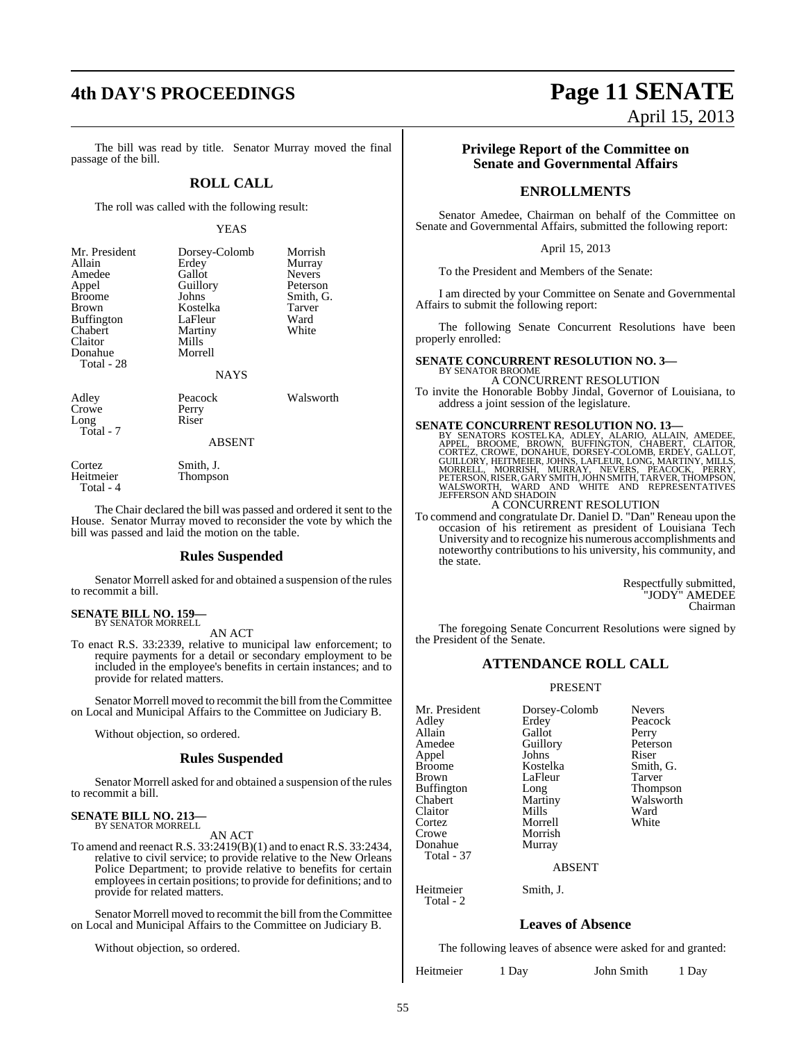The bill was read by title. Senator Murray moved the final passage of the bill.

## ROLL CALL

The roll was called with the following result:

YEAS

| | | |
|---|---|---|
| Mr. President | Dorsey-Colomb | Morrish |
| Allain | Erdey | Murray |
| Amedee | Gallot | Nevers |
| Appel | Guillory | Peterson |
| Broome | Johns | Smith, G. |
| Brown | Kostelka | Tarver |
| Buffington | LaFleur | Ward |
| Chabert | Martiny | White |
| Claitor | Mills | |
| Donahue | Morrell | |
| Total - 28 | | |

NAYS

| | | |
|---|---|---|
| Adley | Peacock | Walsworth |
| Crowe | Perry | |
| Long | Riser | |
| Total - 7 | | |

ABSENT

| | |
|---|---|
| Cortez | Smith, J. |
| Heitmeier | Thompson |
| Total - 4 | |

The Chair declared the bill was passed and ordered it sent to the House. Senator Murray moved to reconsider the vote by which the bill was passed and laid the motion on the table.

## Rules Suspended

Senator Morrell asked for and obtained a suspension of the rules to recommit a bill.

**SENATE BILL NO. 159—**
BY SENATOR MORRELL

AN ACT

To enact R.S. 33:2339, relative to municipal law enforcement; to require payments for a detail or secondary employment to be included in the employee's benefits in certain instances; and to provide for related matters.

Senator Morrell moved to recommit the bill from the Committee on Local and Municipal Affairs to the Committee on Judiciary B.

Without objection, so ordered.

## Rules Suspended

Senator Morrell asked for and obtained a suspension of the rules to recommit a bill.

**SENATE BILL NO. 213—**
BY SENATOR MORRELL

AN ACT

To amend and reenact R.S. 33:2419(B)(1) and to enact R.S. 33:2434, relative to civil service; to provide relative to the New Orleans Police Department; to provide relative to benefits for certain employees in certain positions; to provide for definitions; and to provide for related matters.

Senator Morrell moved to recommit the bill from the Committee on Local and Municipal Affairs to the Committee on Judiciary B.

Without objection, so ordered.

## Privilege Report of the Committee on Senate and Governmental Affairs

## ENROLLMENTS

Senator Amedee, Chairman on behalf of the Committee on Senate and Governmental Affairs, submitted the following report:

April 15, 2013

To the President and Members of the Senate:

I am directed by your Committee on Senate and Governmental Affairs to submit the following report:

The following Senate Concurrent Resolutions have been properly enrolled:

**SENATE CONCURRENT RESOLUTION NO. 3—**
BY SENATOR BROOME

A CONCURRENT RESOLUTION

To invite the Honorable Bobby Jindal, Governor of Louisiana, to address a joint session of the legislature.

**SENATE CONCURRENT RESOLUTION NO. 13—**
BY SENATORS KOSTELKA, ADLEY, ALARIO, ALLAIN, AMEDEE, APPEL, BROOME, BROWN, BUFFINGTON, CHABERT, CLAITOR, CORTEZ, CROWE, DONAHUE, DORSEY-COLOMB, ERDEY, GALLOT, GUILLORY, HEITMEIER, JOHNS, LAFLEUR, LONG, MARTINY, MILLS, MORRELL, MORRISH, MURRAY, NEVERS, PEACOCK, PERRY, PETERSON, RISER, GARY SMITH, JOHN SMITH, TARVER, THOMPSON, WALSWORTH, WARD AND WHITE AND REPRESENTATIVES JEFFERSON AND SHADOIN

A CONCURRENT RESOLUTION

To commend and congratulate Dr. Daniel D. "Dan" Reneau upon the occasion of his retirement as president of Louisiana Tech University and to recognize his numerous accomplishments and noteworthy contributions to his university, his community, and the state.

Respectfully submitted,
"JODY" AMEDEE
Chairman

The foregoing Senate Concurrent Resolutions were signed by the President of the Senate.

## ATTENDANCE ROLL CALL

PRESENT

| | | |
|---|---|---|
| Mr. President | Dorsey-Colomb | Nevers |
| Adley | Erdey | Peacock |
| Allain | Gallot | Perry |
| Amedee | Guillory | Peterson |
| Appel | Johns | Riser |
| Broome | Kostelka | Smith, G. |
| Brown | LaFleur | Tarver |
| Buffington | Long | Thompson |
| Chabert | Martiny | Walsworth |
| Claitor | Mills | Ward |
| Cortez | Morrell | White |
| Crowe | Morrish | |
| Donahue | Murray | |
| Total - 37 | | |

ABSENT

| | |
|---|---|
| Heitmeier | Smith, J. |
| Total - 2 | |

## Leaves of Absence

The following leaves of absence were asked for and granted:

| | | | |
|---|---|---|---|
| Heitmeier | 1 Day | John Smith | 1 Day |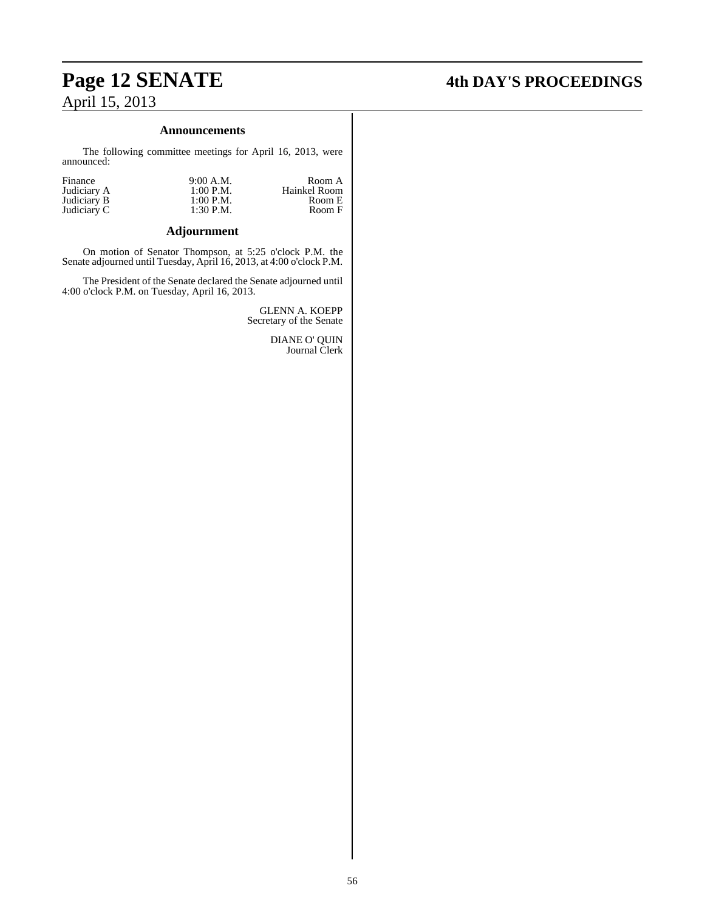### Announcements

The following committee meetings for April 16, 2013, were announced:

| | | |
|---|---|---|
| Finance | 9:00 A.M. | Room A |
| Judiciary A | 1:00 P.M. | Hainkel Room |
| Judiciary B | 1:00 P.M. | Room E |
| Judiciary C | 1:30 P.M. | Room F |

### Adjournment

On motion of Senator Thompson, at 5:25 o'clock P.M. the Senate adjourned until Tuesday, April 16, 2013, at 4:00 o'clock P.M.

The President of the Senate declared the Senate adjourned until 4:00 o'clock P.M. on Tuesday, April 16, 2013.

GLENN A. KOEPP
Secretary of the Senate

DIANE O' QUIN
Journal Clerk